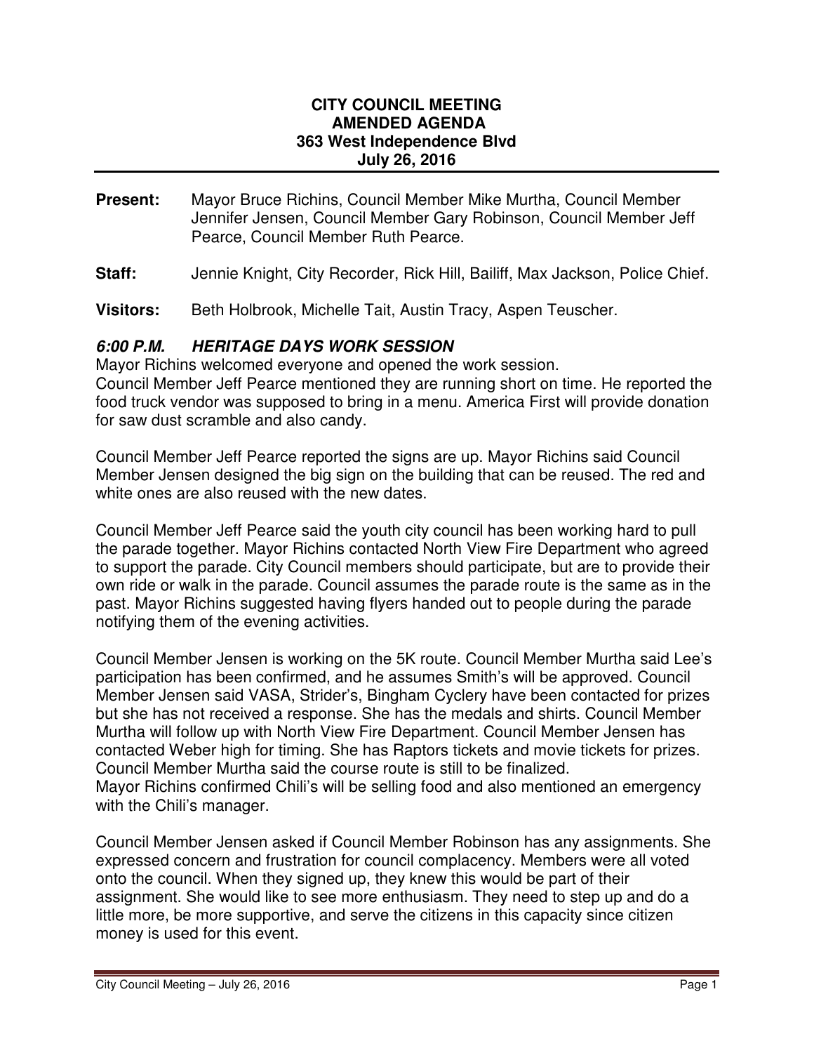**CITY COUNCIL MEETING**
**AMENDED AGENDA**
**363 West Independence Blvd**
**July 26, 2016**

---

**Present:** Mayor Bruce Richins, Council Member Mike Murtha, Council Member Jennifer Jensen, Council Member Gary Robinson, Council Member Jeff Pearce, Council Member Ruth Pearce.

**Staff:** Jennie Knight, City Recorder, Rick Hill, Bailiff, Max Jackson, Police Chief.

**Visitors:** Beth Holbrook, Michelle Tait, Austin Tracy, Aspen Teuscher.

### *6:00 P.M. HERITAGE DAYS WORK SESSION*

Mayor Richins welcomed everyone and opened the work session.
Council Member Jeff Pearce mentioned they are running short on time. He reported the food truck vendor was supposed to bring in a menu. America First will provide donation for saw dust scramble and also candy.

Council Member Jeff Pearce reported the signs are up. Mayor Richins said Council Member Jensen designed the big sign on the building that can be reused. The red and white ones are also reused with the new dates.

Council Member Jeff Pearce said the youth city council has been working hard to pull the parade together. Mayor Richins contacted North View Fire Department who agreed to support the parade. City Council members should participate, but are to provide their own ride or walk in the parade. Council assumes the parade route is the same as in the past. Mayor Richins suggested having flyers handed out to people during the parade notifying them of the evening activities.

Council Member Jensen is working on the 5K route. Council Member Murtha said Lee's participation has been confirmed, and he assumes Smith's will be approved. Council Member Jensen said VASA, Strider's, Bingham Cyclery have been contacted for prizes but she has not received a response. She has the medals and shirts. Council Member Murtha will follow up with North View Fire Department. Council Member Jensen has contacted Weber high for timing. She has Raptors tickets and movie tickets for prizes. Council Member Murtha said the course route is still to be finalized.
Mayor Richins confirmed Chili's will be selling food and also mentioned an emergency with the Chili's manager.

Council Member Jensen asked if Council Member Robinson has any assignments. She expressed concern and frustration for council complacency. Members were all voted onto the council. When they signed up, they knew this would be part of their assignment. She would like to see more enthusiasm. They need to step up and do a little more, be more supportive, and serve the citizens in this capacity since citizen money is used for this event.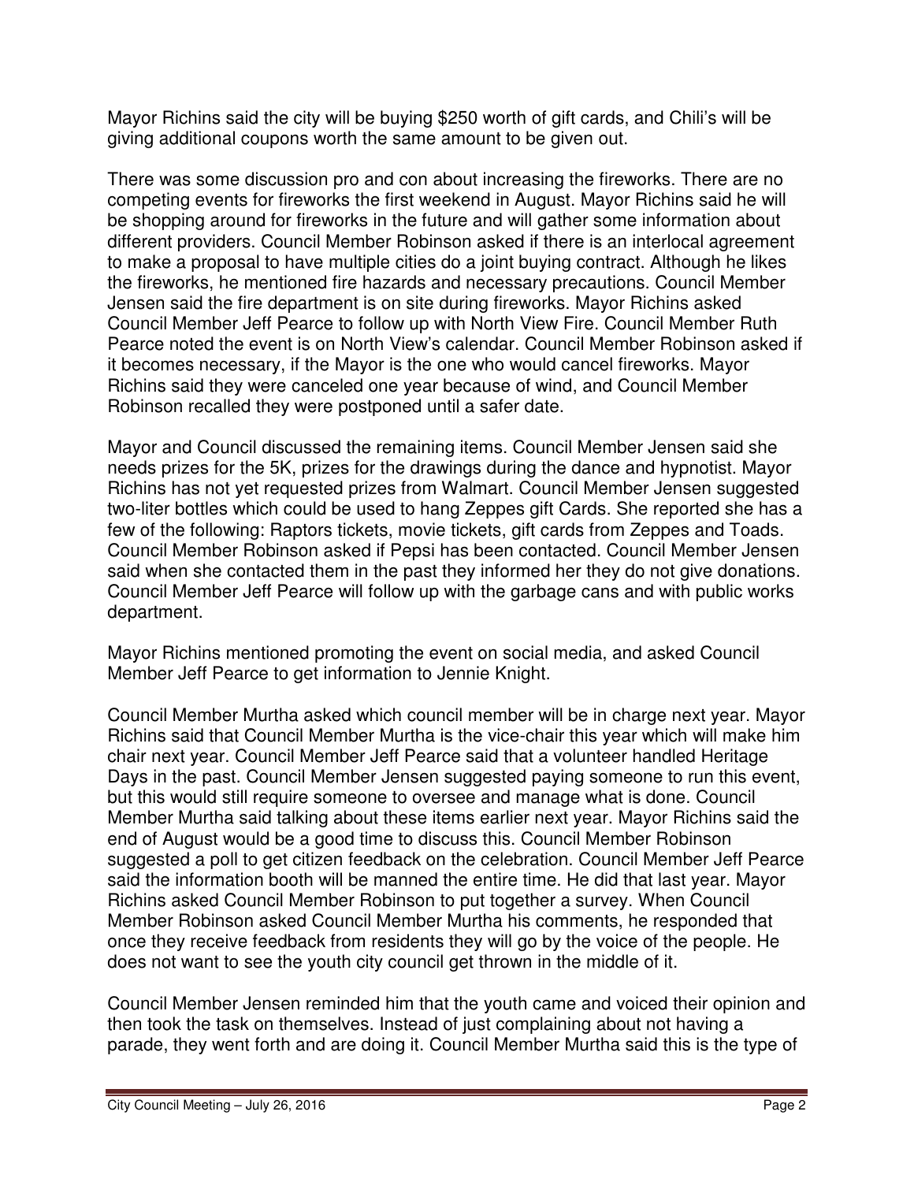Mayor Richins said the city will be buying $250 worth of gift cards, and Chili's will be giving additional coupons worth the same amount to be given out.

There was some discussion pro and con about increasing the fireworks. There are no competing events for fireworks the first weekend in August. Mayor Richins said he will be shopping around for fireworks in the future and will gather some information about different providers. Council Member Robinson asked if there is an interlocal agreement to make a proposal to have multiple cities do a joint buying contract. Although he likes the fireworks, he mentioned fire hazards and necessary precautions. Council Member Jensen said the fire department is on site during fireworks. Mayor Richins asked Council Member Jeff Pearce to follow up with North View Fire. Council Member Ruth Pearce noted the event is on North View's calendar. Council Member Robinson asked if it becomes necessary, if the Mayor is the one who would cancel fireworks. Mayor Richins said they were canceled one year because of wind, and Council Member Robinson recalled they were postponed until a safer date.

Mayor and Council discussed the remaining items. Council Member Jensen said she needs prizes for the 5K, prizes for the drawings during the dance and hypnotist. Mayor Richins has not yet requested prizes from Walmart. Council Member Jensen suggested two-liter bottles which could be used to hang Zeppes gift Cards. She reported she has a few of the following: Raptors tickets, movie tickets, gift cards from Zeppes and Toads. Council Member Robinson asked if Pepsi has been contacted. Council Member Jensen said when she contacted them in the past they informed her they do not give donations. Council Member Jeff Pearce will follow up with the garbage cans and with public works department.

Mayor Richins mentioned promoting the event on social media, and asked Council Member Jeff Pearce to get information to Jennie Knight.

Council Member Murtha asked which council member will be in charge next year. Mayor Richins said that Council Member Murtha is the vice-chair this year which will make him chair next year. Council Member Jeff Pearce said that a volunteer handled Heritage Days in the past. Council Member Jensen suggested paying someone to run this event, but this would still require someone to oversee and manage what is done. Council Member Murtha said talking about these items earlier next year. Mayor Richins said the end of August would be a good time to discuss this. Council Member Robinson suggested a poll to get citizen feedback on the celebration. Council Member Jeff Pearce said the information booth will be manned the entire time. He did that last year. Mayor Richins asked Council Member Robinson to put together a survey. When Council Member Robinson asked Council Member Murtha his comments, he responded that once they receive feedback from residents they will go by the voice of the people. He does not want to see the youth city council get thrown in the middle of it.

Council Member Jensen reminded him that the youth came and voiced their opinion and then took the task on themselves. Instead of just complaining about not having a parade, they went forth and are doing it. Council Member Murtha said this is the type of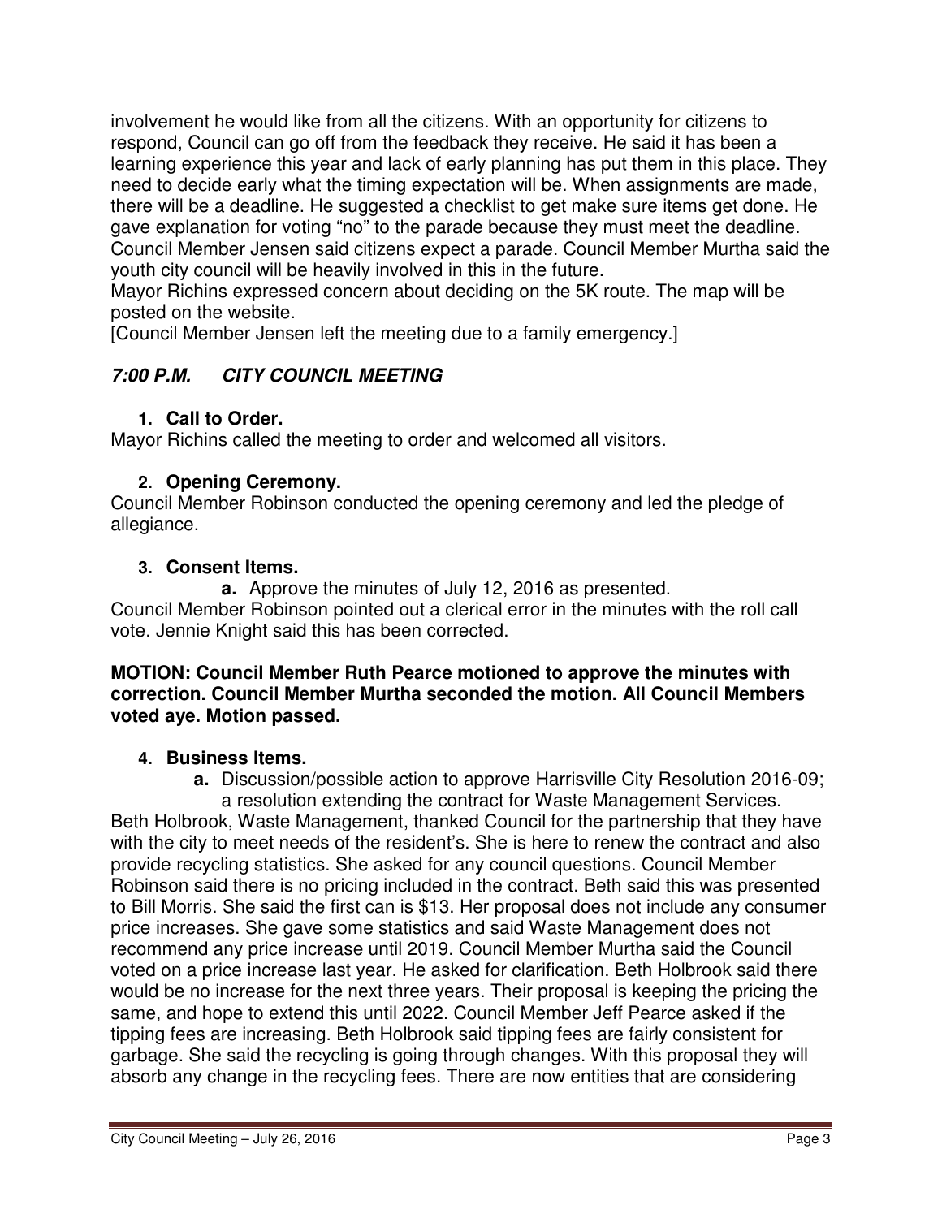involvement he would like from all the citizens. With an opportunity for citizens to respond, Council can go off from the feedback they receive. He said it has been a learning experience this year and lack of early planning has put them in this place. They need to decide early what the timing expectation will be. When assignments are made, there will be a deadline. He suggested a checklist to get make sure items get done. He gave explanation for voting "no" to the parade because they must meet the deadline. Council Member Jensen said citizens expect a parade. Council Member Murtha said the youth city council will be heavily involved in this in the future.

Mayor Richins expressed concern about deciding on the 5K route. The map will be posted on the website.

[Council Member Jensen left the meeting due to a family emergency.]

## *7:00 P.M. CITY COUNCIL MEETING*

**1. Call to Order.**

Mayor Richins called the meeting to order and welcomed all visitors.

**2. Opening Ceremony.**

Council Member Robinson conducted the opening ceremony and led the pledge of allegiance.

**3. Consent Items.**

**a.** Approve the minutes of July 12, 2016 as presented.

Council Member Robinson pointed out a clerical error in the minutes with the roll call vote. Jennie Knight said this has been corrected.

**MOTION: Council Member Ruth Pearce motioned to approve the minutes with correction. Council Member Murtha seconded the motion. All Council Members voted aye. Motion passed.**

**4. Business Items.**

**a.** Discussion/possible action to approve Harrisville City Resolution 2016-09; a resolution extending the contract for Waste Management Services.

Beth Holbrook, Waste Management, thanked Council for the partnership that they have with the city to meet needs of the resident's. She is here to renew the contract and also provide recycling statistics. She asked for any council questions. Council Member Robinson said there is no pricing included in the contract. Beth said this was presented to Bill Morris. She said the first can is $13. Her proposal does not include any consumer price increases. She gave some statistics and said Waste Management does not recommend any price increase until 2019. Council Member Murtha said the Council voted on a price increase last year. He asked for clarification. Beth Holbrook said there would be no increase for the next three years. Their proposal is keeping the pricing the same, and hope to extend this until 2022. Council Member Jeff Pearce asked if the tipping fees are increasing. Beth Holbrook said tipping fees are fairly consistent for garbage. She said the recycling is going through changes. With this proposal they will absorb any change in the recycling fees. There are now entities that are considering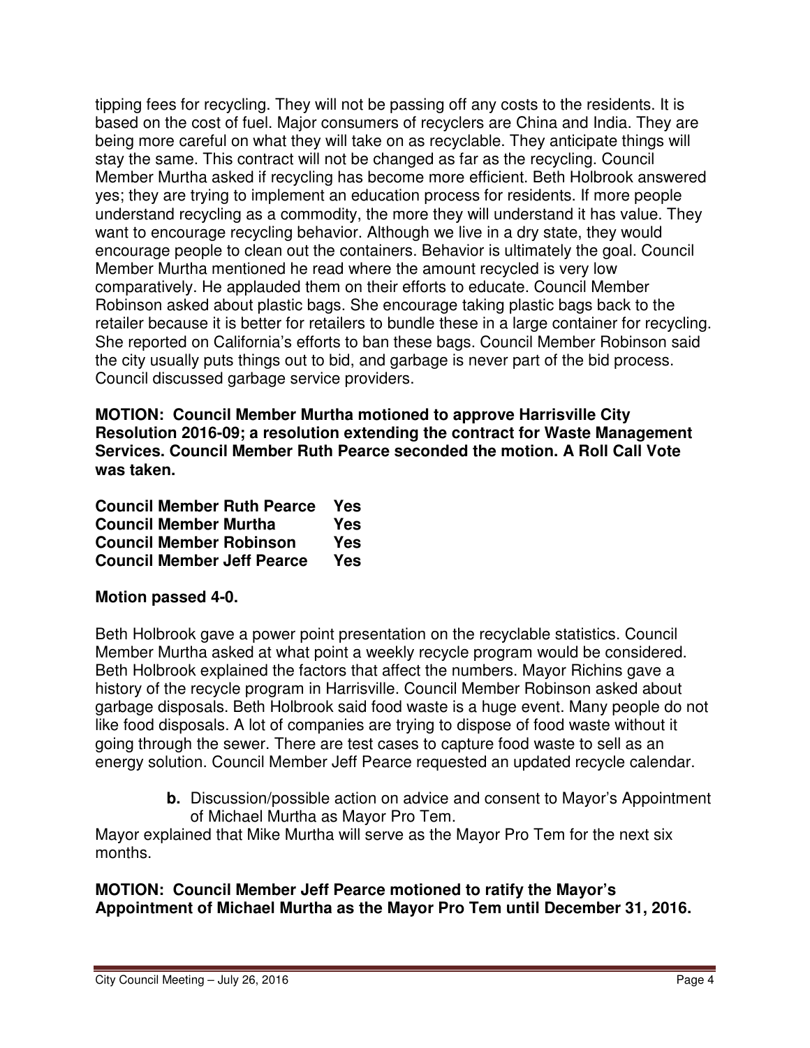tipping fees for recycling. They will not be passing off any costs to the residents. It is based on the cost of fuel. Major consumers of recyclers are China and India. They are being more careful on what they will take on as recyclable. They anticipate things will stay the same. This contract will not be changed as far as the recycling. Council Member Murtha asked if recycling has become more efficient. Beth Holbrook answered yes; they are trying to implement an education process for residents. If more people understand recycling as a commodity, the more they will understand it has value. They want to encourage recycling behavior. Although we live in a dry state, they would encourage people to clean out the containers. Behavior is ultimately the goal. Council Member Murtha mentioned he read where the amount recycled is very low comparatively. He applauded them on their efforts to educate. Council Member Robinson asked about plastic bags. She encourage taking plastic bags back to the retailer because it is better for retailers to bundle these in a large container for recycling. She reported on California's efforts to ban these bags. Council Member Robinson said the city usually puts things out to bid, and garbage is never part of the bid process. Council discussed garbage service providers.

**MOTION: Council Member Murtha motioned to approve Harrisville City Resolution 2016-09; a resolution extending the contract for Waste Management Services. Council Member Ruth Pearce seconded the motion. A Roll Call Vote was taken.**

**Council Member Ruth Pearce Yes**
**Council Member Murtha Yes**
**Council Member Robinson Yes**
**Council Member Jeff Pearce Yes**

**Motion passed 4-0.**

Beth Holbrook gave a power point presentation on the recyclable statistics. Council Member Murtha asked at what point a weekly recycle program would be considered. Beth Holbrook explained the factors that affect the numbers. Mayor Richins gave a history of the recycle program in Harrisville. Council Member Robinson asked about garbage disposals. Beth Holbrook said food waste is a huge event. Many people do not like food disposals. A lot of companies are trying to dispose of food waste without it going through the sewer. There are test cases to capture food waste to sell as an energy solution. Council Member Jeff Pearce requested an updated recycle calendar.

**b.** Discussion/possible action on advice and consent to Mayor's Appointment of Michael Murtha as Mayor Pro Tem.

Mayor explained that Mike Murtha will serve as the Mayor Pro Tem for the next six months.

**MOTION: Council Member Jeff Pearce motioned to ratify the Mayor's Appointment of Michael Murtha as the Mayor Pro Tem until December 31, 2016.**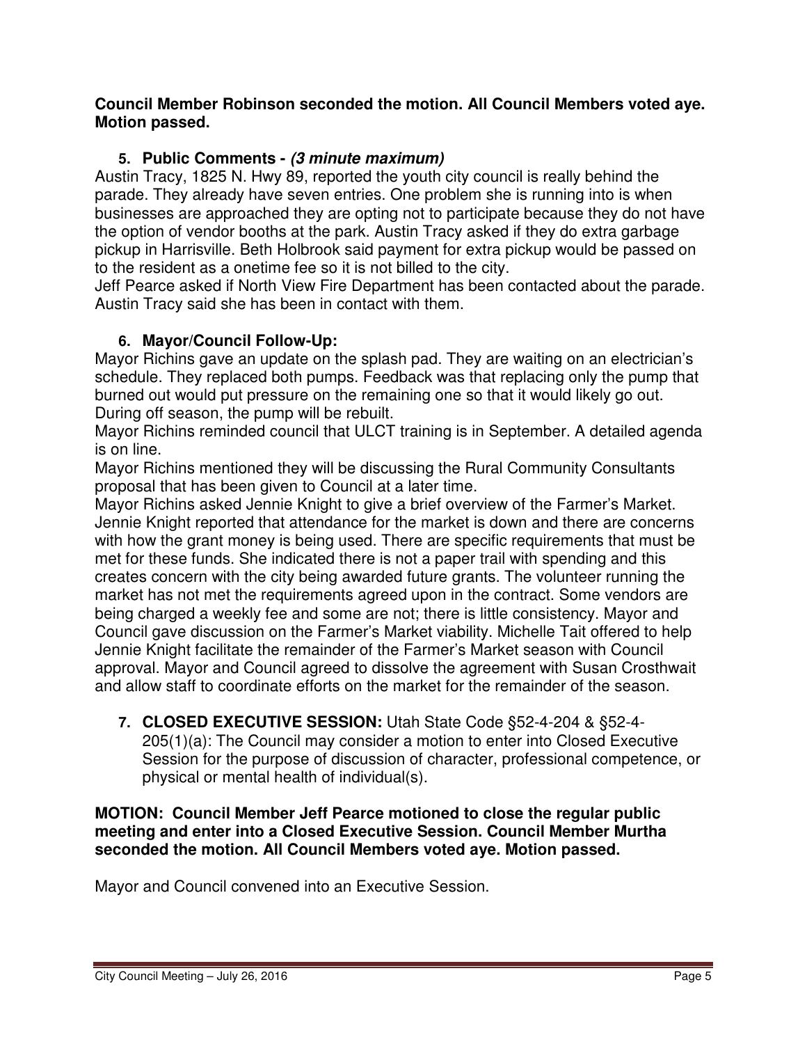**Council Member Robinson seconded the motion. All Council Members voted aye. Motion passed.**

5. **Public Comments -** ***(3 minute maximum)***

Austin Tracy, 1825 N. Hwy 89, reported the youth city council is really behind the parade. They already have seven entries. One problem she is running into is when businesses are approached they are opting not to participate because they do not have the option of vendor booths at the park. Austin Tracy asked if they do extra garbage pickup in Harrisville. Beth Holbrook said payment for extra pickup would be passed on to the resident as a onetime fee so it is not billed to the city.

Jeff Pearce asked if North View Fire Department has been contacted about the parade. Austin Tracy said she has been in contact with them.

6. **Mayor/Council Follow-Up:**

Mayor Richins gave an update on the splash pad. They are waiting on an electrician's schedule. They replaced both pumps. Feedback was that replacing only the pump that burned out would put pressure on the remaining one so that it would likely go out. During off season, the pump will be rebuilt.

Mayor Richins reminded council that ULCT training is in September. A detailed agenda is on line.

Mayor Richins mentioned they will be discussing the Rural Community Consultants proposal that has been given to Council at a later time.

Mayor Richins asked Jennie Knight to give a brief overview of the Farmer's Market. Jennie Knight reported that attendance for the market is down and there are concerns with how the grant money is being used. There are specific requirements that must be met for these funds. She indicated there is not a paper trail with spending and this creates concern with the city being awarded future grants. The volunteer running the market has not met the requirements agreed upon in the contract. Some vendors are being charged a weekly fee and some are not; there is little consistency. Mayor and Council gave discussion on the Farmer's Market viability. Michelle Tait offered to help Jennie Knight facilitate the remainder of the Farmer's Market season with Council approval. Mayor and Council agreed to dissolve the agreement with Susan Crosthwait and allow staff to coordinate efforts on the market for the remainder of the season.

7. **CLOSED EXECUTIVE SESSION:** Utah State Code §52-4-204 & §52-4-205(1)(a): The Council may consider a motion to enter into Closed Executive Session for the purpose of discussion of character, professional competence, or physical or mental health of individual(s).

**MOTION: Council Member Jeff Pearce motioned to close the regular public meeting and enter into a Closed Executive Session. Council Member Murtha seconded the motion. All Council Members voted aye. Motion passed.**

Mayor and Council convened into an Executive Session.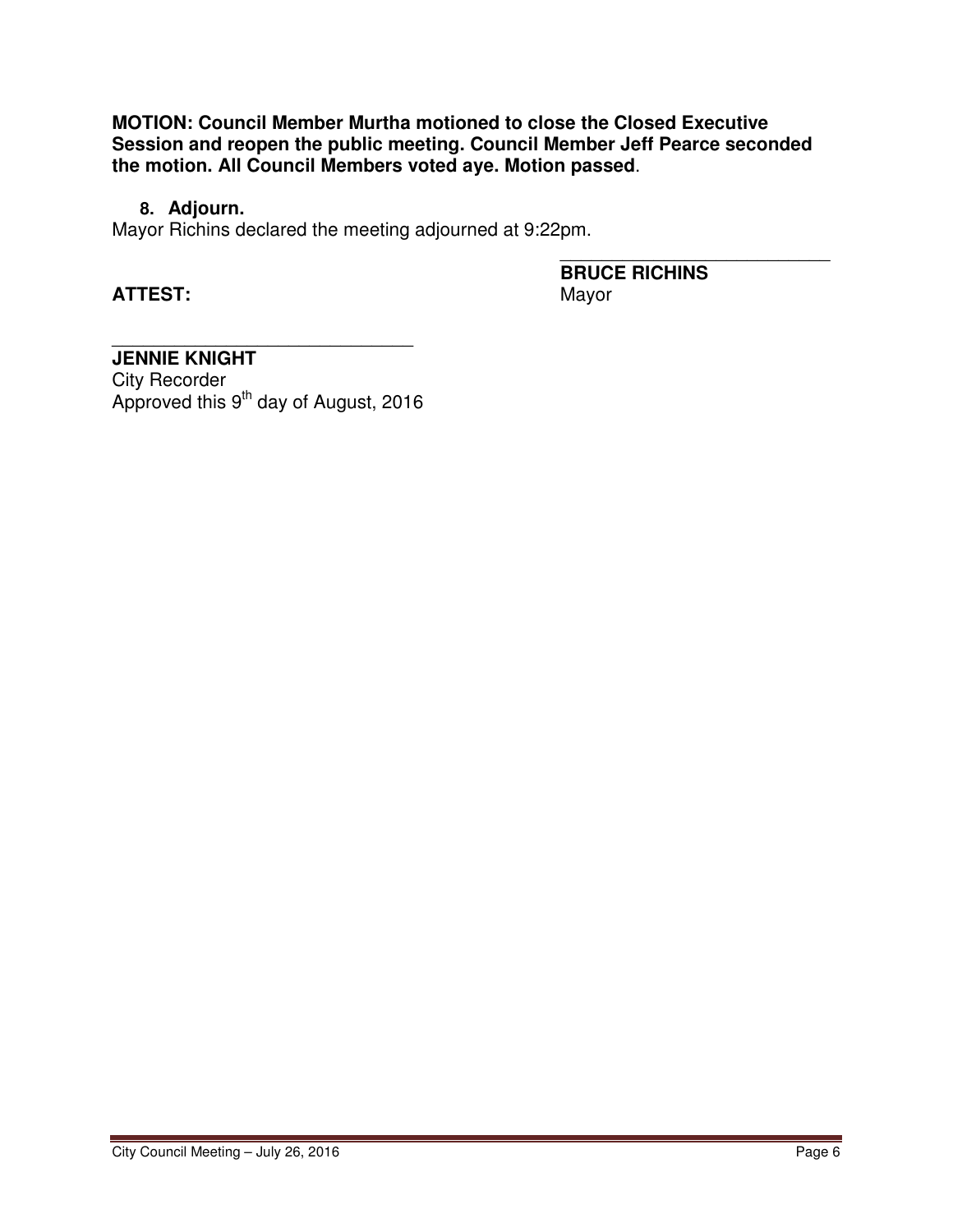**MOTION: Council Member Murtha motioned to close the Closed Executive Session and reopen the public meeting. Council Member Jeff Pearce seconded the motion. All Council Members voted aye. Motion passed**.

**8. Adjourn.**

Mayor Richins declared the meeting adjourned at 9:22pm.

______________________________

**BRUCE RICHINS**
Mayor

**ATTEST:**

______________________________

**JENNIE KNIGHT**
City Recorder
Approved this 9th day of August, 2016